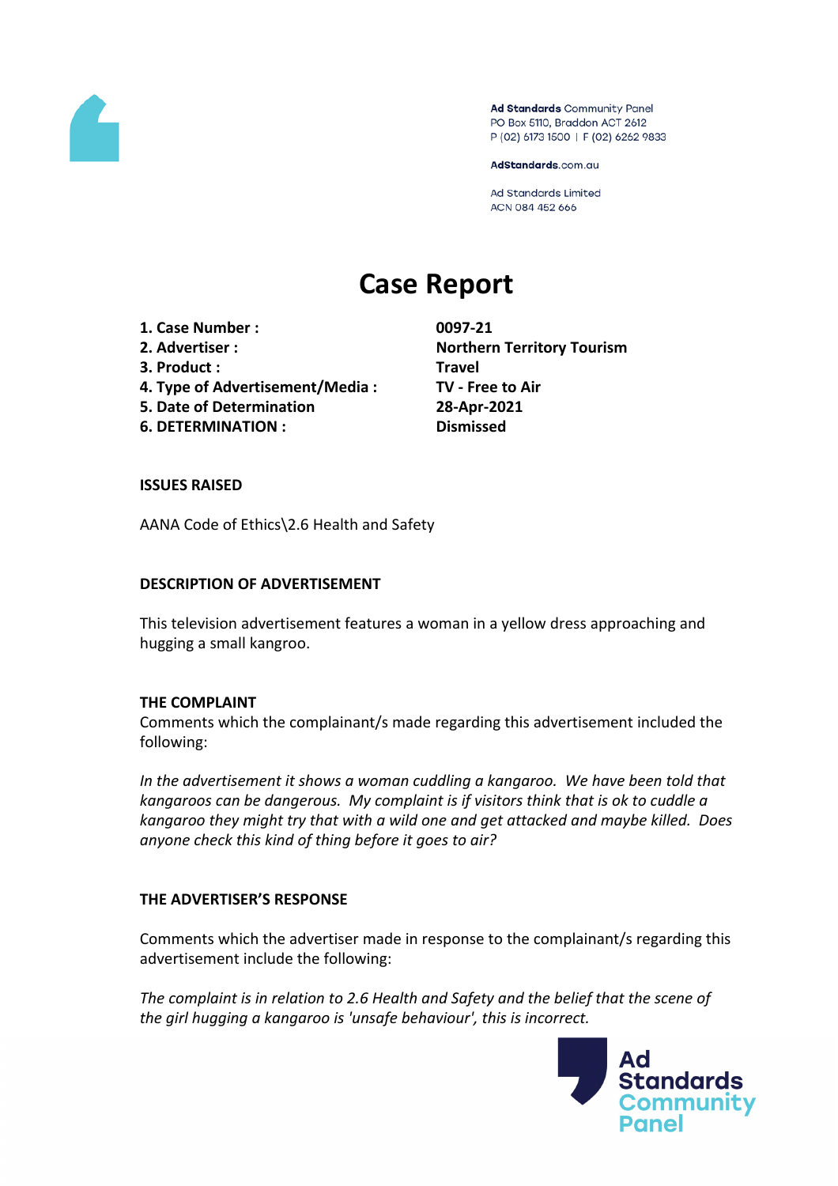Ad Standards Community Panel
PO Box 5110, Braddon ACT 2612
P (02) 6173 1500 | F (02) 6262 9833

AdStandards.com.au

Ad Standards Limited
ACN 084 452 666

# Case Report

| | |
|---|---|
| **1. Case Number :** | **0097-21** |
| **2. Advertiser :** | **Northern Territory Tourism** |
| **3. Product :** | **Travel** |
| **4. Type of Advertisement/Media :** | **TV - Free to Air** |
| **5. Date of Determination** | **28-Apr-2021** |
| **6. DETERMINATION :** | **Dismissed** |

**ISSUES RAISED**

AANA Code of Ethics\2.6 Health and Safety

**DESCRIPTION OF ADVERTISEMENT**

This television advertisement features a woman in a yellow dress approaching and hugging a small kangroo.

**THE COMPLAINT**

Comments which the complainant/s made regarding this advertisement included the following:

*In the advertisement it shows a woman cuddling a kangaroo. We have been told that kangaroos can be dangerous. My complaint is if visitors think that is ok to cuddle a kangaroo they might try that with a wild one and get attacked and maybe killed. Does anyone check this kind of thing before it goes to air?*

**THE ADVERTISER'S RESPONSE**

Comments which the advertiser made in response to the complainant/s regarding this advertisement include the following:

*The complaint is in relation to 2.6 Health and Safety and the belief that the scene of the girl hugging a kangaroo is 'unsafe behaviour', this is incorrect.*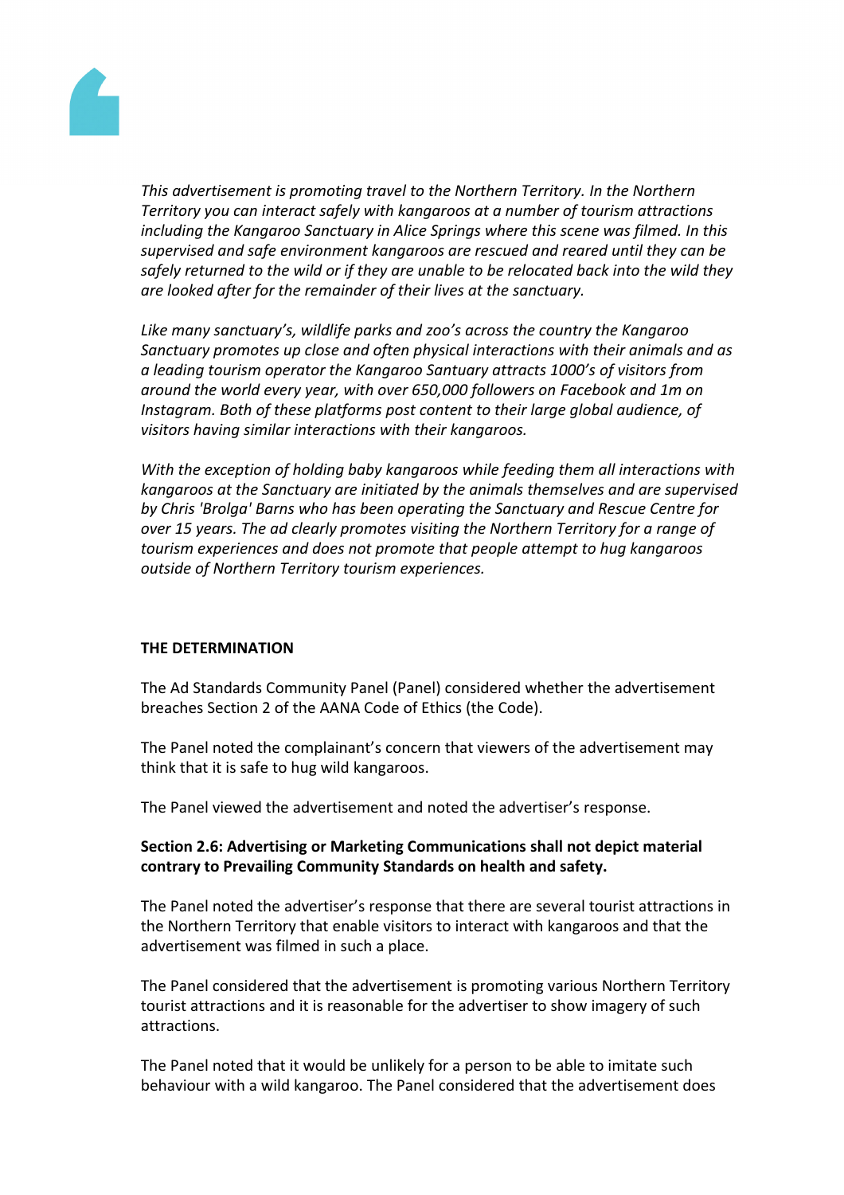*This advertisement is promoting travel to the Northern Territory. In the Northern Territory you can interact safely with kangaroos at a number of tourism attractions including the Kangaroo Sanctuary in Alice Springs where this scene was filmed. In this supervised and safe environment kangaroos are rescued and reared until they can be safely returned to the wild or if they are unable to be relocated back into the wild they are looked after for the remainder of their lives at the sanctuary.*

*Like many sanctuary's, wildlife parks and zoo's across the country the Kangaroo Sanctuary promotes up close and often physical interactions with their animals and as a leading tourism operator the Kangaroo Santuary attracts 1000's of visitors from around the world every year, with over 650,000 followers on Facebook and 1m on Instagram. Both of these platforms post content to their large global audience, of visitors having similar interactions with their kangaroos.*

*With the exception of holding baby kangaroos while feeding them all interactions with kangaroos at the Sanctuary are initiated by the animals themselves and are supervised by Chris 'Brolga' Barns who has been operating the Sanctuary and Rescue Centre for over 15 years. The ad clearly promotes visiting the Northern Territory for a range of tourism experiences and does not promote that people attempt to hug kangaroos outside of Northern Territory tourism experiences.*

**THE DETERMINATION**

The Ad Standards Community Panel (Panel) considered whether the advertisement breaches Section 2 of the AANA Code of Ethics (the Code).

The Panel noted the complainant's concern that viewers of the advertisement may think that it is safe to hug wild kangaroos.

The Panel viewed the advertisement and noted the advertiser's response.

**Section 2.6: Advertising or Marketing Communications shall not depict material contrary to Prevailing Community Standards on health and safety.**

The Panel noted the advertiser's response that there are several tourist attractions in the Northern Territory that enable visitors to interact with kangaroos and that the advertisement was filmed in such a place.

The Panel considered that the advertisement is promoting various Northern Territory tourist attractions and it is reasonable for the advertiser to show imagery of such attractions.

The Panel noted that it would be unlikely for a person to be able to imitate such behaviour with a wild kangaroo. The Panel considered that the advertisement does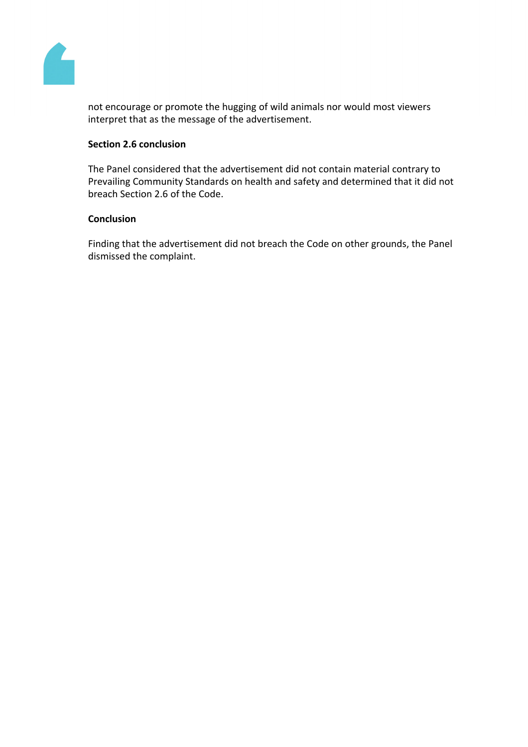not encourage or promote the hugging of wild animals nor would most viewers interpret that as the message of the advertisement.

**Section 2.6 conclusion**

The Panel considered that the advertisement did not contain material contrary to Prevailing Community Standards on health and safety and determined that it did not breach Section 2.6 of the Code.

**Conclusion**

Finding that the advertisement did not breach the Code on other grounds, the Panel dismissed the complaint.